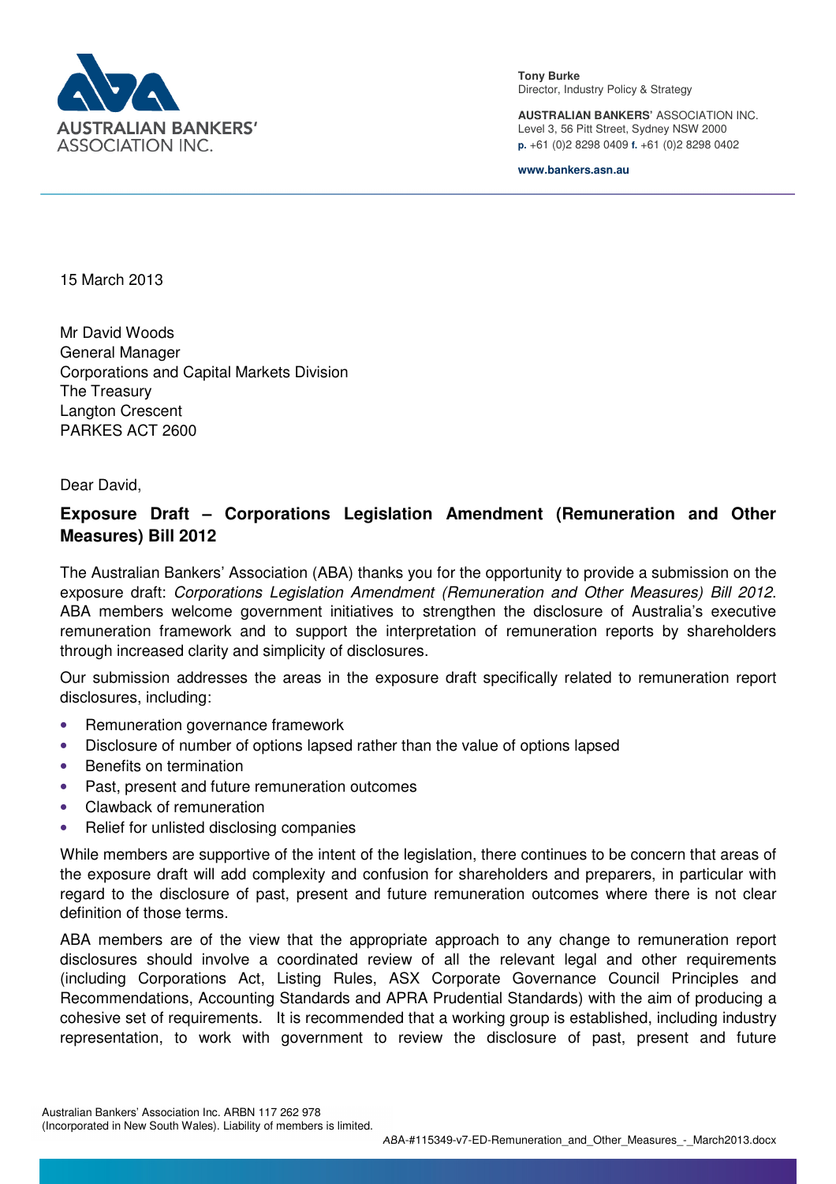**Tony Burke**
Director, Industry Policy & Strategy

**AUSTRALIAN BANKERS'** ASSOCIATION INC.
Level 3, 56 Pitt Street, Sydney NSW 2000
**p.** +61 (0)2 8298 0409 **f.** +61 (0)2 8298 0402

**www.bankers.asn.au**

15 March 2013

Mr David Woods
General Manager
Corporations and Capital Markets Division
The Treasury
Langton Crescent
PARKES ACT 2600

Dear David,

**Exposure Draft – Corporations Legislation Amendment (Remuneration and Other Measures) Bill 2012**

The Australian Bankers' Association (ABA) thanks you for the opportunity to provide a submission on the exposure draft: *Corporations Legislation Amendment (Remuneration and Other Measures) Bill 2012*. ABA members welcome government initiatives to strengthen the disclosure of Australia's executive remuneration framework and to support the interpretation of remuneration reports by shareholders through increased clarity and simplicity of disclosures.

Our submission addresses the areas in the exposure draft specifically related to remuneration report disclosures, including:

- Remuneration governance framework
- Disclosure of number of options lapsed rather than the value of options lapsed
- Benefits on termination
- Past, present and future remuneration outcomes
- Clawback of remuneration
- Relief for unlisted disclosing companies

While members are supportive of the intent of the legislation, there continues to be concern that areas of the exposure draft will add complexity and confusion for shareholders and preparers, in particular with regard to the disclosure of past, present and future remuneration outcomes where there is not clear definition of those terms.

ABA members are of the view that the appropriate approach to any change to remuneration report disclosures should involve a coordinated review of all the relevant legal and other requirements (including Corporations Act, Listing Rules, ASX Corporate Governance Council Principles and Recommendations, Accounting Standards and APRA Prudential Standards) with the aim of producing a cohesive set of requirements. It is recommended that a working group is established, including industry representation, to work with government to review the disclosure of past, present and future

Australian Bankers' Association Inc. ARBN 117 262 978
(Incorporated in New South Wales). Liability of members is limited.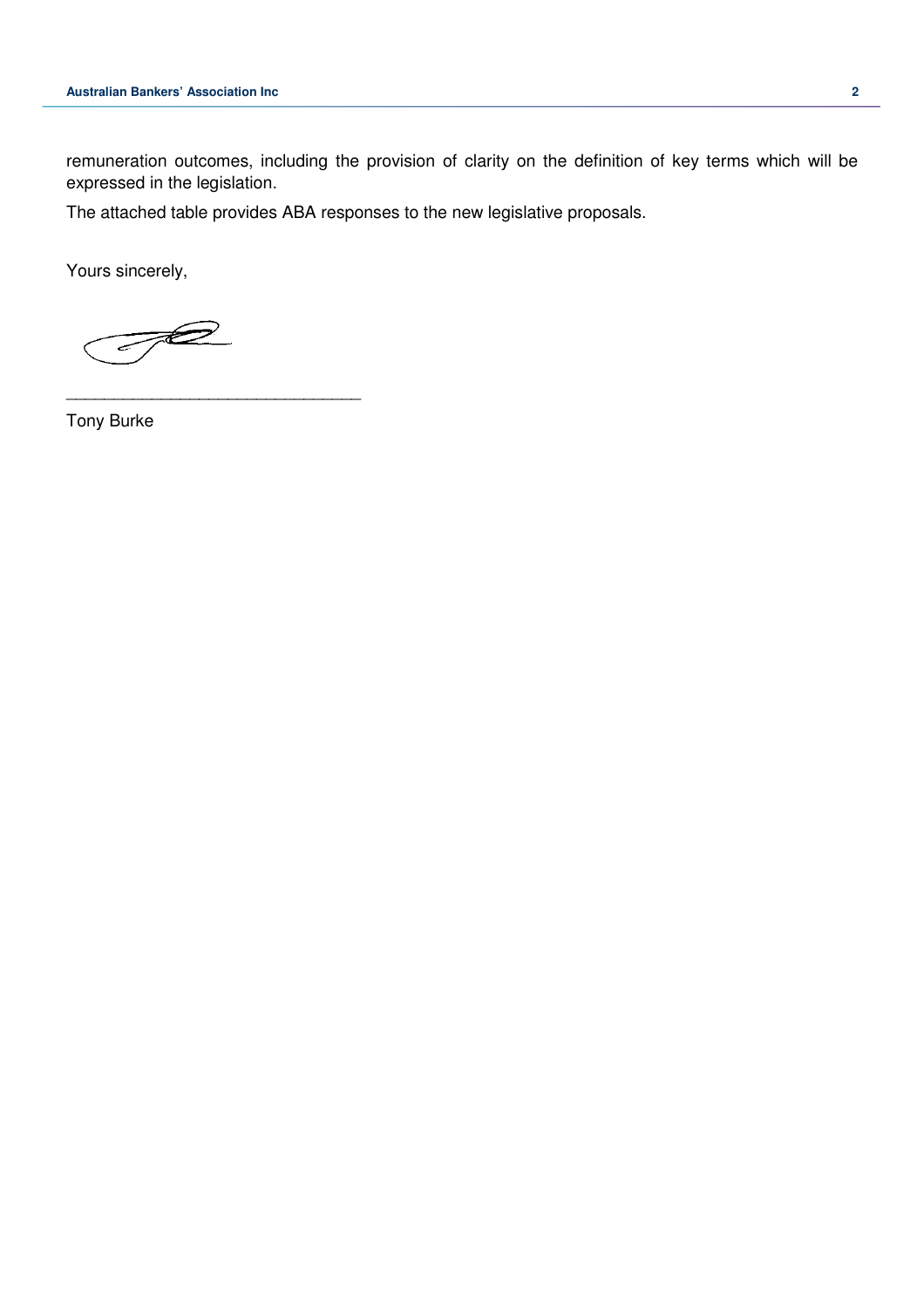remuneration outcomes, including the provision of clarity on the definition of key terms which will be expressed in the legislation.

The attached table provides ABA responses to the new legislative proposals.

Yours sincerely,

_______________________________

Tony Burke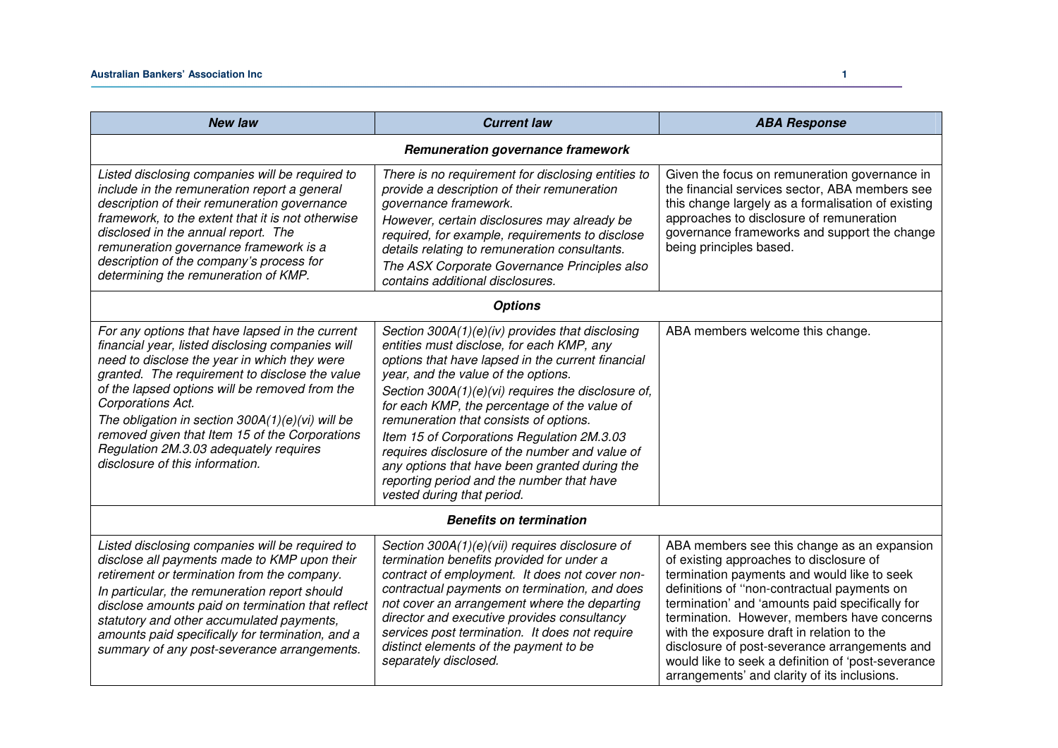| *New law* | *Current law* | *ABA Response* |
|---|---|---|
| ***Remuneration governance framework*** | | |
| *Listed disclosing companies will be required to include in the remuneration report a general description of their remuneration governance framework, to the extent that it is not otherwise disclosed in the annual report. The remuneration governance framework is a description of the company's process for determining the remuneration of KMP.* | *There is no requirement for disclosing entities to provide a description of their remuneration governance framework.*<br>*However, certain disclosures may already be required, for example, requirements to disclose details relating to remuneration consultants.*<br>*The ASX Corporate Governance Principles also contains additional disclosures.* | Given the focus on remuneration governance in the financial services sector, ABA members see this change largely as a formalisation of existing approaches to disclosure of remuneration governance frameworks and support the change being principles based. |
| ***Options*** | | |
| *For any options that have lapsed in the current financial year, listed disclosing companies will need to disclose the year in which they were granted. The requirement to disclose the value of the lapsed options will be removed from the Corporations Act.*<br>*The obligation in section 300A(1)(e)(vi) will be removed given that Item 15 of the Corporations Regulation 2M.3.03 adequately requires disclosure of this information.* | *Section 300A(1)(e)(iv) provides that disclosing entities must disclose, for each KMP, any options that have lapsed in the current financial year, and the value of the options.*<br>*Section 300A(1)(e)(vi) requires the disclosure of, for each KMP, the percentage of the value of remuneration that consists of options.*<br>*Item 15 of Corporations Regulation 2M.3.03 requires disclosure of the number and value of any options that have been granted during the reporting period and the number that have vested during that period.* | ABA members welcome this change. |
| ***Benefits on termination*** | | |
| *Listed disclosing companies will be required to disclose all payments made to KMP upon their retirement or termination from the company.*<br>*In particular, the remuneration report should disclose amounts paid on termination that reflect statutory and other accumulated payments, amounts paid specifically for termination, and a summary of any post-severance arrangements.* | *Section 300A(1)(e)(vii) requires disclosure of termination benefits provided for under a contract of employment. It does not cover non-contractual payments on termination, and does not cover an arrangement where the departing director and executive provides consultancy services post termination. It does not require distinct elements of the payment to be separately disclosed.* | ABA members see this change as an expansion of existing approaches to disclosure of termination payments and would like to seek definitions of ''non-contractual payments on termination' and 'amounts paid specifically for termination. However, members have concerns with the exposure draft in relation to the disclosure of post-severance arrangements and would like to seek a definition of 'post-severance arrangements' and clarity of its inclusions. |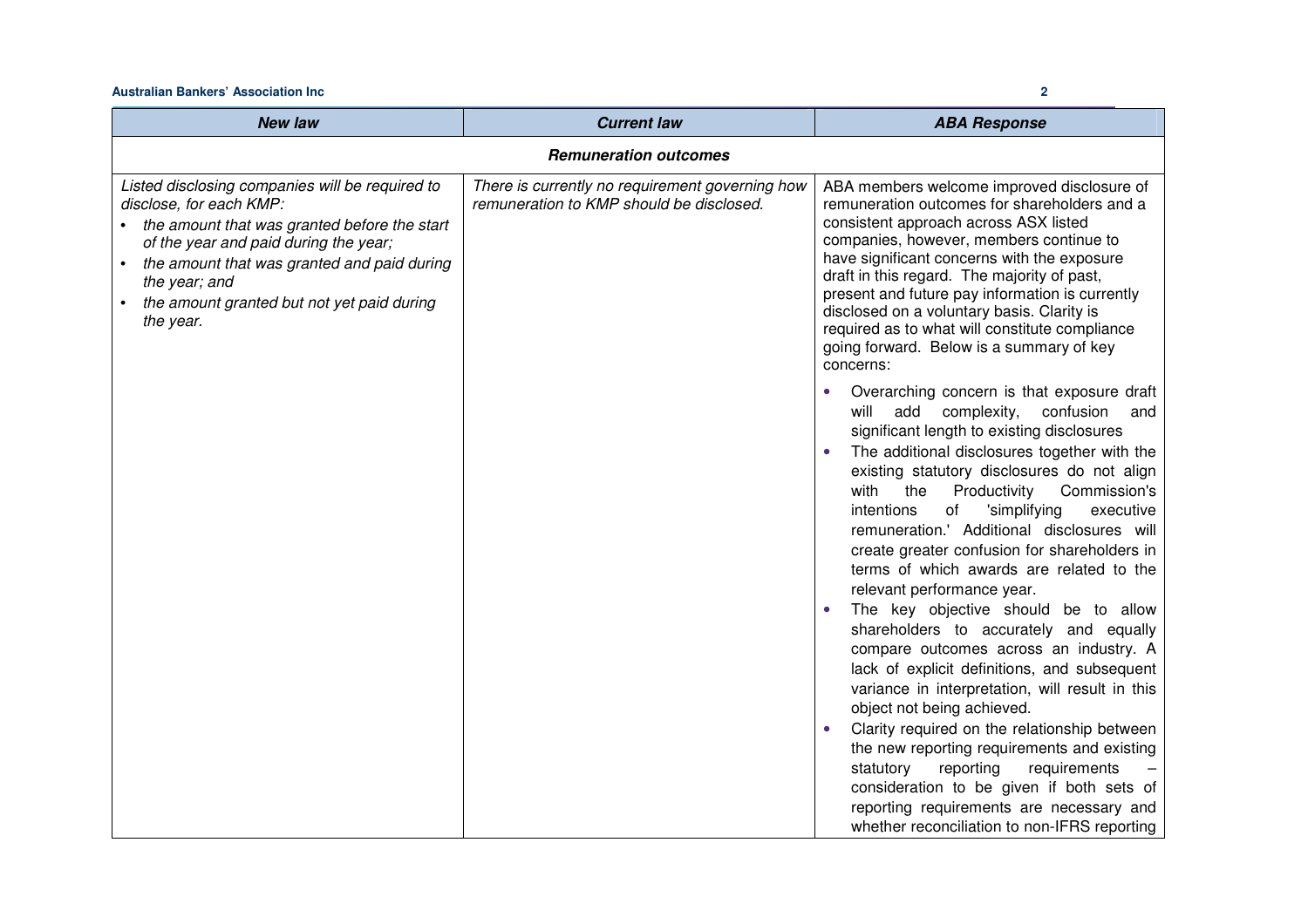| New law | Current law | ABA Response |
|---|---|---|
| **Remuneration outcomes** | | |
| *Listed disclosing companies will be required to disclose, for each KMP:* <br>• *the amount that was granted before the start of the year and paid during the year;* <br>• *the amount that was granted and paid during the year; and* <br>• *the amount granted but not yet paid during the year.* | *There is currently no requirement governing how remuneration to KMP should be disclosed.* | ABA members welcome improved disclosure of remuneration outcomes for shareholders and a consistent approach across ASX listed companies, however, members continue to have significant concerns with the exposure draft in this regard. The majority of past, present and future pay information is currently disclosed on a voluntary basis. Clarity is required as to what will constitute compliance going forward. Below is a summary of key concerns: <br>• Overarching concern is that exposure draft will add complexity, confusion and significant length to existing disclosures <br>• The additional disclosures together with the existing statutory disclosures do not align with the Productivity Commission's intentions of 'simplifying executive remuneration.' Additional disclosures will create greater confusion for shareholders in terms of which awards are related to the relevant performance year. <br>• The key objective should be to allow shareholders to accurately and equally compare outcomes across an industry. A lack of explicit definitions, and subsequent variance in interpretation, will result in this object not being achieved. <br>• Clarity required on the relationship between the new reporting requirements and existing statutory reporting requirements – consideration to be given if both sets of reporting requirements are necessary and whether reconciliation to non-IFRS reporting |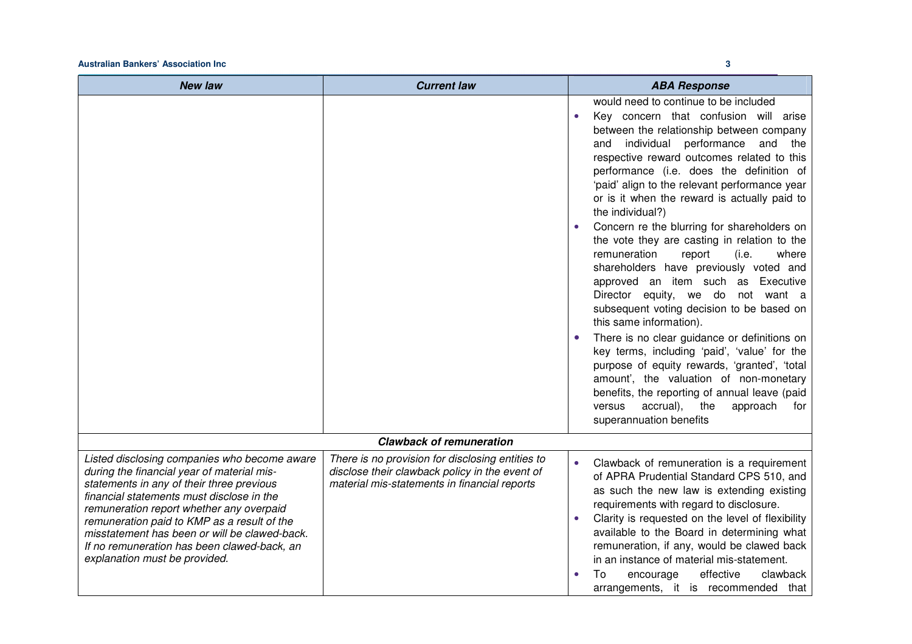| *New law* | *Current law* | *ABA Response* |
| --- | --- | --- |
| | | would need to continue to be included<br>• Key concern that confusion will arise between the relationship between company and individual performance and the respective reward outcomes related to this performance (i.e. does the definition of 'paid' align to the relevant performance year or is it when the reward is actually paid to the individual?)<br>• Concern re the blurring for shareholders on the vote they are casting in relation to the remuneration report (i.e. where shareholders have previously voted and approved an item such as Executive Director equity, we do not want a subsequent voting decision to be based on this same information).<br>• There is no clear guidance or definitions on key terms, including 'paid', 'value' for the purpose of equity rewards, 'granted', 'total amount', the valuation of non-monetary benefits, the reporting of annual leave (paid versus accrual), the approach for superannuation benefits |
| | ***Clawback of remuneration*** | |
| *Listed disclosing companies who become aware during the financial year of material mis-statements in any of their three previous financial statements must disclose in the remuneration report whether any overpaid remuneration paid to KMP as a result of the misstatement has been or will be clawed-back. If no remuneration has been clawed-back, an explanation must be provided.* | *There is no provision for disclosing entities to disclose their clawback policy in the event of material mis-statements in financial reports* | • Clawback of remuneration is a requirement of APRA Prudential Standard CPS 510, and as such the new law is extending existing requirements with regard to disclosure.<br>• Clarity is requested on the level of flexibility available to the Board in determining what remuneration, if any, would be clawed back in an instance of material mis-statement.<br>• To encourage effective clawback arrangements, it is recommended that |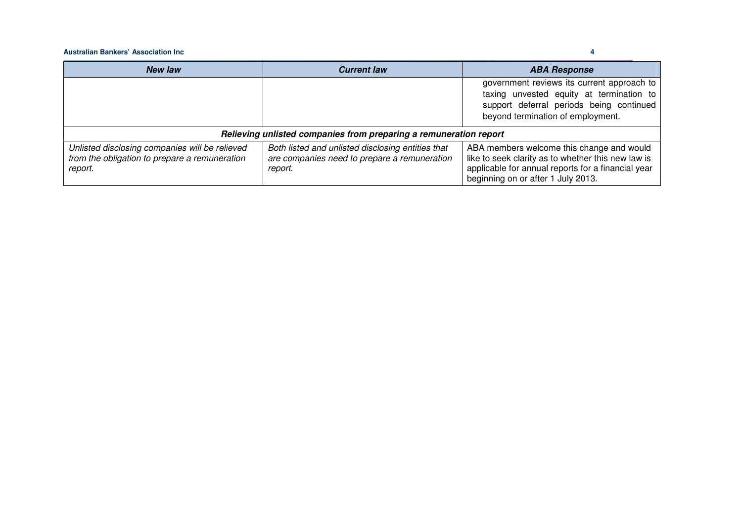| *New law* | *Current law* | *ABA Response* |
|---|---|---|
| | | government reviews its current approach to taxing unvested equity at termination to support deferral periods being continued beyond termination of employment. |
| ***Relieving unlisted companies from preparing a remuneration report*** | | |
| *Unlisted disclosing companies will be relieved from the obligation to prepare a remuneration report.* | *Both listed and unlisted disclosing entities that are companies need to prepare a remuneration report.* | ABA members welcome this change and would like to seek clarity as to whether this new law is applicable for annual reports for a financial year beginning on or after 1 July 2013. |